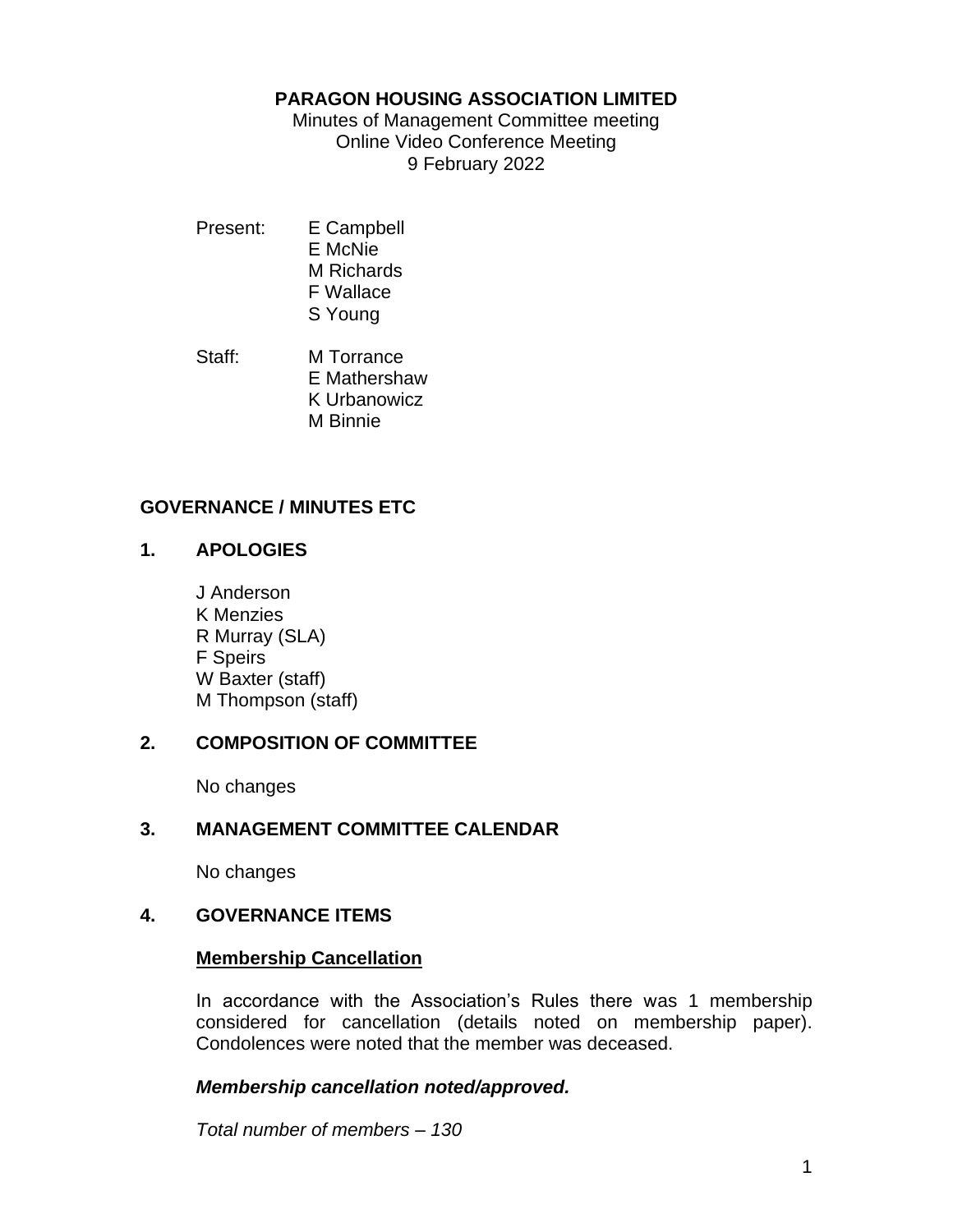# PARAGON HOUSING ASSOCIATION LIMITED

Minutes of Management Committee meeting
Online Video Conference Meeting
9 February 2022

Present: E Campbell
E McNie
M Richards
F Wallace
S Young

Staff: M Torrance
E Mathershaw
K Urbanowicz
M Binnie

## GOVERNANCE / MINUTES ETC

### 1. APOLOGIES

J Anderson
K Menzies
R Murray (SLA)
F Speirs
W Baxter (staff)
M Thompson (staff)

### 2. COMPOSITION OF COMMITTEE

No changes

### 3. MANAGEMENT COMMITTEE CALENDAR

No changes

### 4. GOVERNANCE ITEMS

**Membership Cancellation**

In accordance with the Association's Rules there was 1 membership considered for cancellation (details noted on membership paper). Condolences were noted that the member was deceased.

***Membership cancellation noted/approved.***

*Total number of members – 130*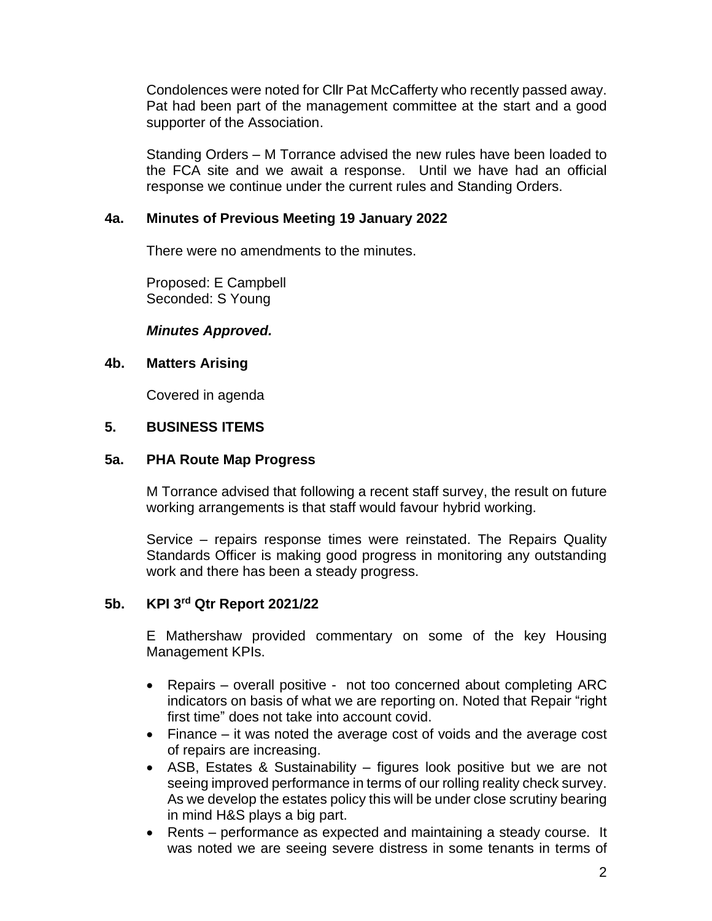Condolences were noted for Cllr Pat McCafferty who recently passed away. Pat had been part of the management committee at the start and a good supporter of the Association.

Standing Orders – M Torrance advised the new rules have been loaded to the FCA site and we await a response. Until we have had an official response we continue under the current rules and Standing Orders.

### 4a. Minutes of Previous Meeting 19 January 2022

There were no amendments to the minutes.

Proposed: E Campbell
Seconded: S Young

***Minutes Approved.***

### 4b. Matters Arising

Covered in agenda

## 5. BUSINESS ITEMS

### 5a. PHA Route Map Progress

M Torrance advised that following a recent staff survey, the result on future working arrangements is that staff would favour hybrid working.

Service – repairs response times were reinstated. The Repairs Quality Standards Officer is making good progress in monitoring any outstanding work and there has been a steady progress.

### 5b. KPI 3rd Qtr Report 2021/22

E Mathershaw provided commentary on some of the key Housing Management KPIs.

- Repairs – overall positive - not too concerned about completing ARC indicators on basis of what we are reporting on. Noted that Repair "right first time" does not take into account covid.
- Finance – it was noted the average cost of voids and the average cost of repairs are increasing.
- ASB, Estates & Sustainability – figures look positive but we are not seeing improved performance in terms of our rolling reality check survey. As we develop the estates policy this will be under close scrutiny bearing in mind H&S plays a big part.
- Rents – performance as expected and maintaining a steady course. It was noted we are seeing severe distress in some tenants in terms of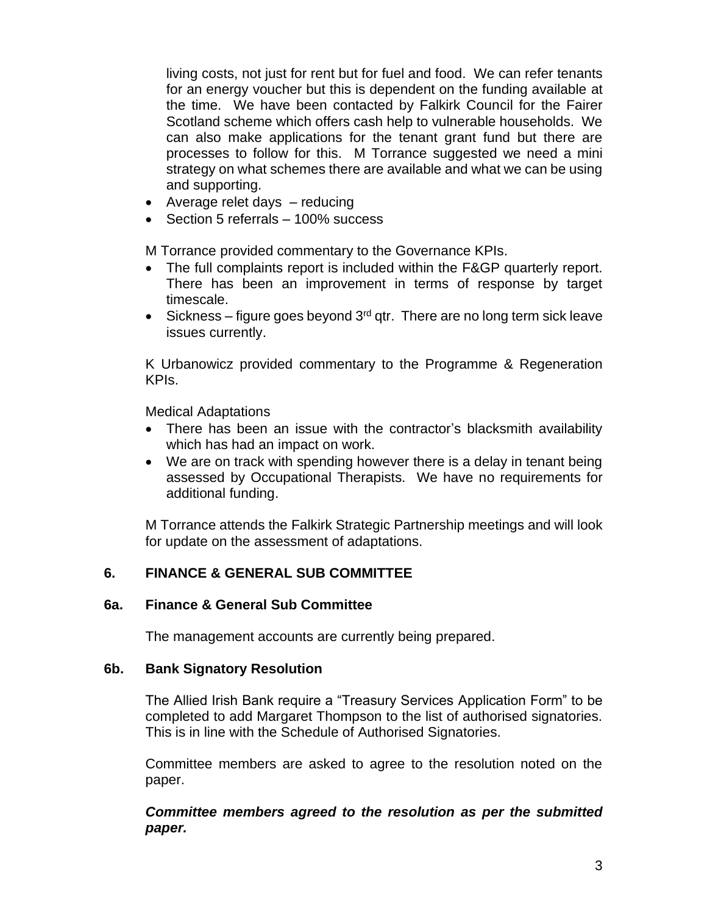living costs, not just for rent but for fuel and food. We can refer tenants for an energy voucher but this is dependent on the funding available at the time. We have been contacted by Falkirk Council for the Fairer Scotland scheme which offers cash help to vulnerable households. We can also make applications for the tenant grant fund but there are processes to follow for this. M Torrance suggested we need a mini strategy on what schemes there are available and what we can be using and supporting.

- Average relet days – reducing
- Section 5 referrals – 100% success

M Torrance provided commentary to the Governance KPIs.

- The full complaints report is included within the F&GP quarterly report. There has been an improvement in terms of response by target timescale.
- Sickness – figure goes beyond 3rd qtr. There are no long term sick leave issues currently.

K Urbanowicz provided commentary to the Programme & Regeneration KPIs.

Medical Adaptations

- There has been an issue with the contractor's blacksmith availability which has had an impact on work.
- We are on track with spending however there is a delay in tenant being assessed by Occupational Therapists. We have no requirements for additional funding.

M Torrance attends the Falkirk Strategic Partnership meetings and will look for update on the assessment of adaptations.

## 6. FINANCE & GENERAL SUB COMMITTEE

### 6a. Finance & General Sub Committee

The management accounts are currently being prepared.

### 6b. Bank Signatory Resolution

The Allied Irish Bank require a "Treasury Services Application Form" to be completed to add Margaret Thompson to the list of authorised signatories. This is in line with the Schedule of Authorised Signatories.

Committee members are asked to agree to the resolution noted on the paper.

***Committee members agreed to the resolution as per the submitted paper.***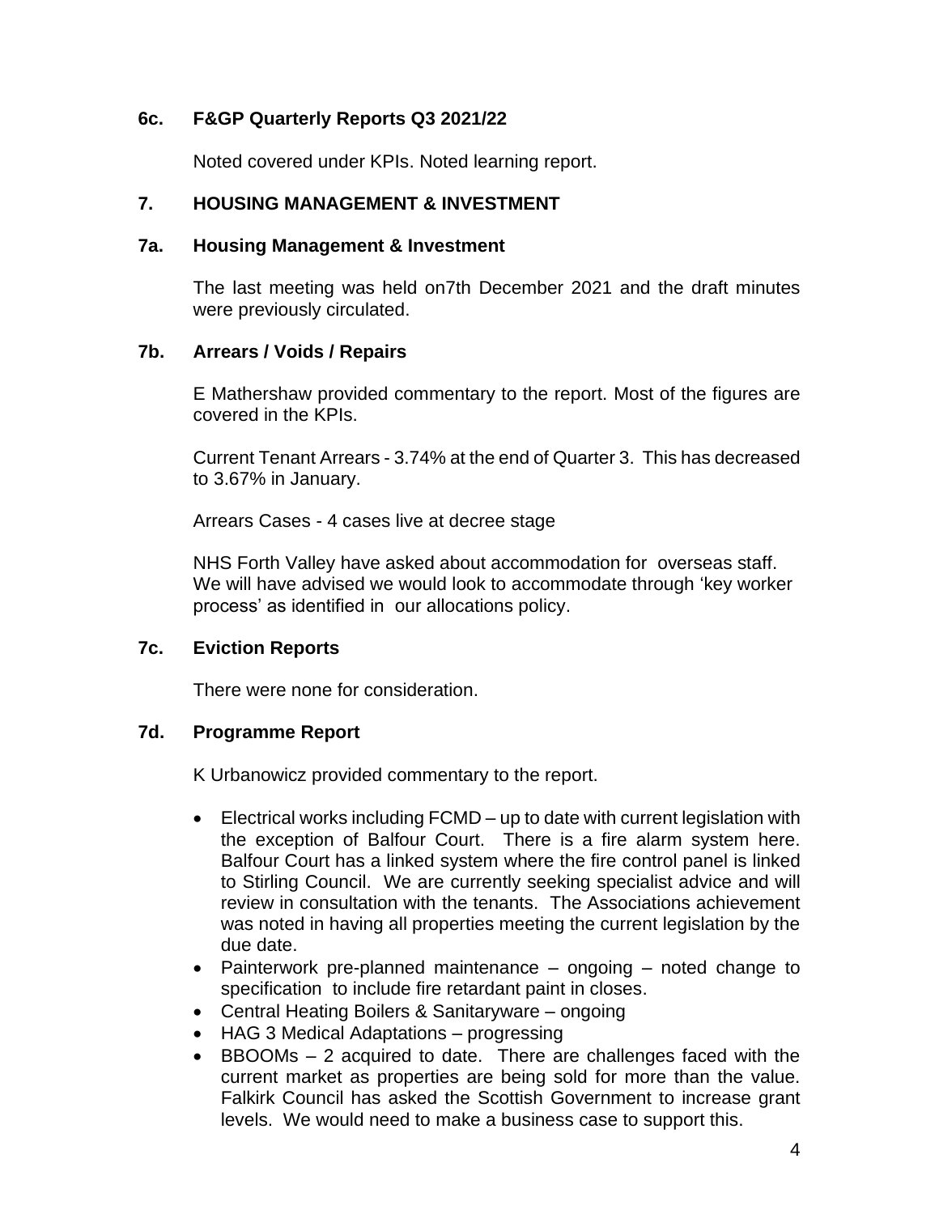### 6c. F&GP Quarterly Reports Q3 2021/22

Noted covered under KPIs. Noted learning report.

## 7. HOUSING MANAGEMENT & INVESTMENT

### 7a. Housing Management & Investment

The last meeting was held on7th December 2021 and the draft minutes were previously circulated.

### 7b. Arrears / Voids / Repairs

E Mathershaw provided commentary to the report. Most of the figures are covered in the KPIs.

Current Tenant Arrears - 3.74% at the end of Quarter 3. This has decreased to 3.67% in January.

Arrears Cases - 4 cases live at decree stage

NHS Forth Valley have asked about accommodation for overseas staff. We will have advised we would look to accommodate through 'key worker process' as identified in our allocations policy.

### 7c. Eviction Reports

There were none for consideration.

### 7d. Programme Report

K Urbanowicz provided commentary to the report.

- Electrical works including FCMD – up to date with current legislation with the exception of Balfour Court. There is a fire alarm system here. Balfour Court has a linked system where the fire control panel is linked to Stirling Council. We are currently seeking specialist advice and will review in consultation with the tenants. The Associations achievement was noted in having all properties meeting the current legislation by the due date.
- Painterwork pre-planned maintenance – ongoing – noted change to specification to include fire retardant paint in closes.
- Central Heating Boilers & Sanitaryware – ongoing
- HAG 3 Medical Adaptations – progressing
- BBOOMs – 2 acquired to date. There are challenges faced with the current market as properties are being sold for more than the value. Falkirk Council has asked the Scottish Government to increase grant levels. We would need to make a business case to support this.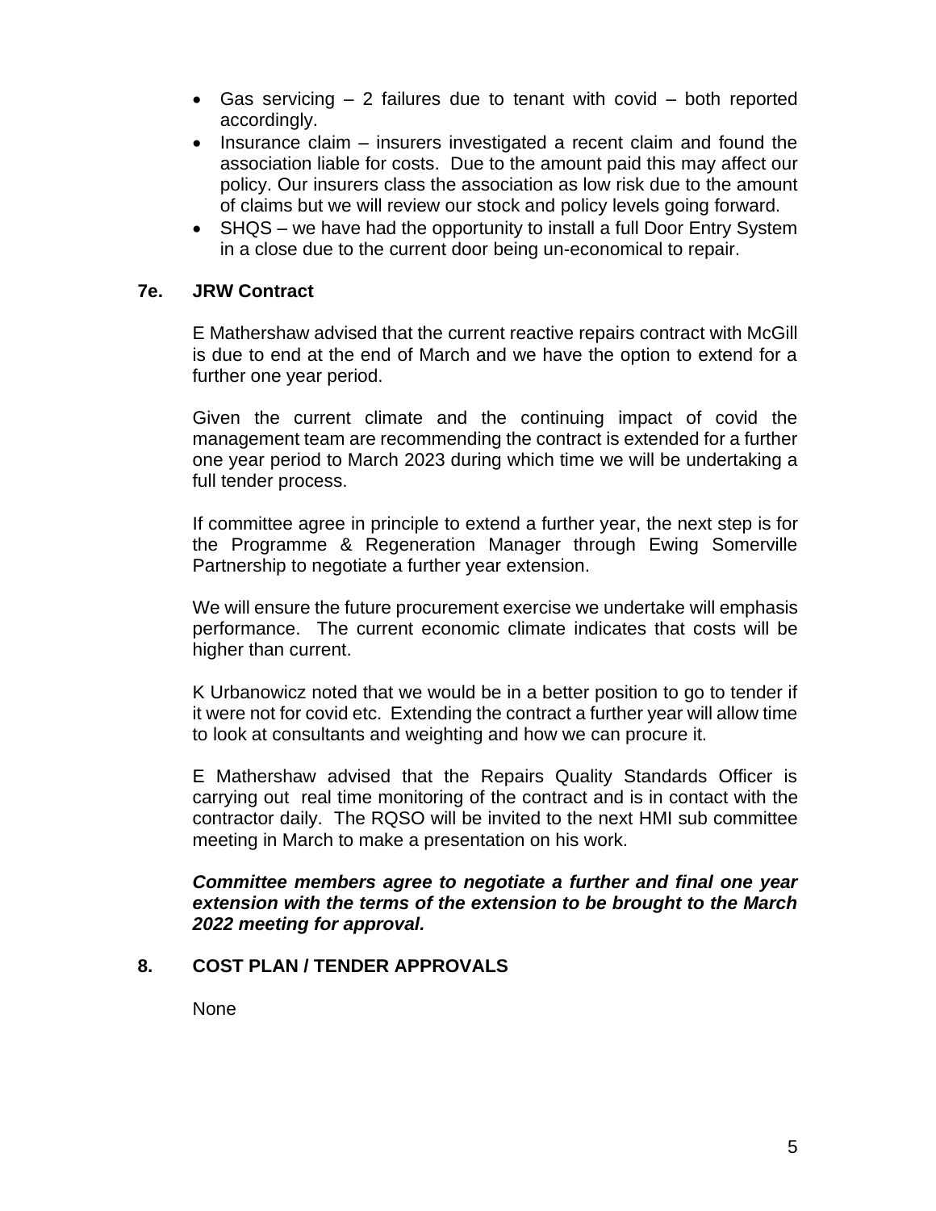- Gas servicing – 2 failures due to tenant with covid – both reported accordingly.
- Insurance claim – insurers investigated a recent claim and found the association liable for costs. Due to the amount paid this may affect our policy. Our insurers class the association as low risk due to the amount of claims but we will review our stock and policy levels going forward.
- SHQS – we have had the opportunity to install a full Door Entry System in a close due to the current door being un-economical to repair.

## 7e. JRW Contract

E Mathershaw advised that the current reactive repairs contract with McGill is due to end at the end of March and we have the option to extend for a further one year period.

Given the current climate and the continuing impact of covid the management team are recommending the contract is extended for a further one year period to March 2023 during which time we will be undertaking a full tender process.

If committee agree in principle to extend a further year, the next step is for the Programme & Regeneration Manager through Ewing Somerville Partnership to negotiate a further year extension.

We will ensure the future procurement exercise we undertake will emphasis performance. The current economic climate indicates that costs will be higher than current.

K Urbanowicz noted that we would be in a better position to go to tender if it were not for covid etc. Extending the contract a further year will allow time to look at consultants and weighting and how we can procure it.

E Mathershaw advised that the Repairs Quality Standards Officer is carrying out real time monitoring of the contract and is in contact with the contractor daily. The RQSO will be invited to the next HMI sub committee meeting in March to make a presentation on his work.

***Committee members agree to negotiate a further and final one year extension with the terms of the extension to be brought to the March 2022 meeting for approval.***

## 8. COST PLAN / TENDER APPROVALS

None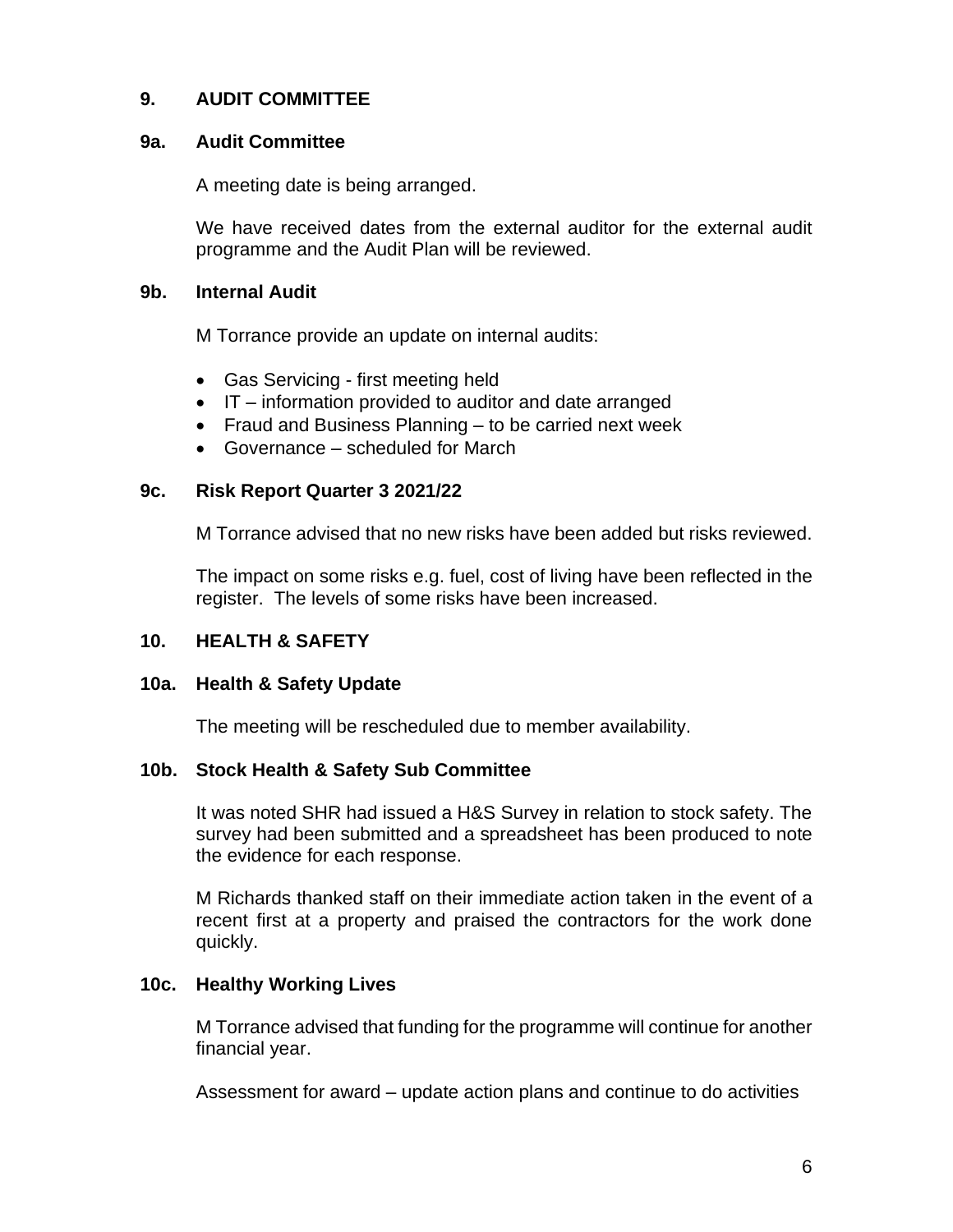## 9. AUDIT COMMITTEE

### 9a. Audit Committee

A meeting date is being arranged.

We have received dates from the external auditor for the external audit programme and the Audit Plan will be reviewed.

### 9b. Internal Audit

M Torrance provide an update on internal audits:

- Gas Servicing - first meeting held
- IT – information provided to auditor and date arranged
- Fraud and Business Planning – to be carried next week
- Governance – scheduled for March

### 9c. Risk Report Quarter 3 2021/22

M Torrance advised that no new risks have been added but risks reviewed.

The impact on some risks e.g. fuel, cost of living have been reflected in the register. The levels of some risks have been increased.

## 10. HEALTH & SAFETY

### 10a. Health & Safety Update

The meeting will be rescheduled due to member availability.

### 10b. Stock Health & Safety Sub Committee

It was noted SHR had issued a H&S Survey in relation to stock safety. The survey had been submitted and a spreadsheet has been produced to note the evidence for each response.

M Richards thanked staff on their immediate action taken in the event of a recent first at a property and praised the contractors for the work done quickly.

### 10c. Healthy Working Lives

M Torrance advised that funding for the programme will continue for another financial year.

Assessment for award – update action plans and continue to do activities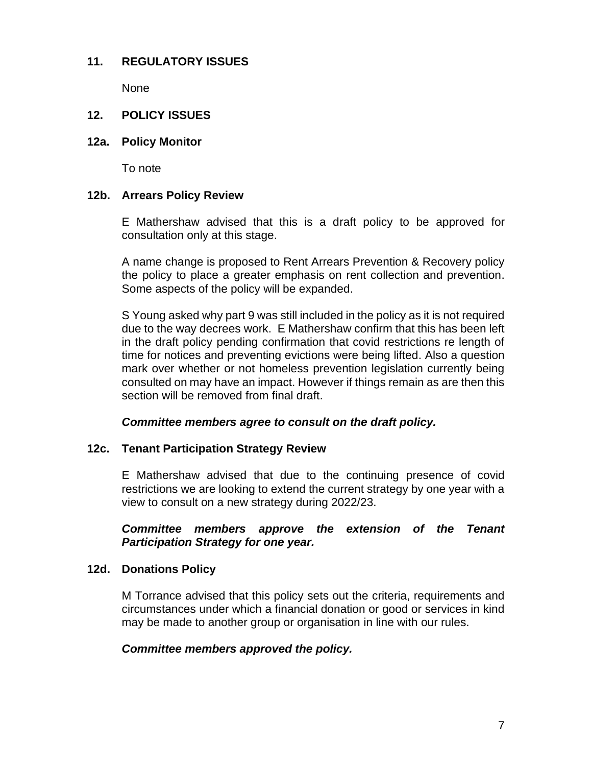## 11. REGULATORY ISSUES

None

## 12. POLICY ISSUES

### 12a. Policy Monitor

To note

### 12b. Arrears Policy Review

E Mathershaw advised that this is a draft policy to be approved for consultation only at this stage.

A name change is proposed to Rent Arrears Prevention & Recovery policy the policy to place a greater emphasis on rent collection and prevention. Some aspects of the policy will be expanded.

S Young asked why part 9 was still included in the policy as it is not required due to the way decrees work. E Mathershaw confirm that this has been left in the draft policy pending confirmation that covid restrictions re length of time for notices and preventing evictions were being lifted. Also a question mark over whether or not homeless prevention legislation currently being consulted on may have an impact. However if things remain as are then this section will be removed from final draft.

***Committee members agree to consult on the draft policy.***

### 12c. Tenant Participation Strategy Review

E Mathershaw advised that due to the continuing presence of covid restrictions we are looking to extend the current strategy by one year with a view to consult on a new strategy during 2022/23.

***Committee members approve the extension of the Tenant Participation Strategy for one year.***

### 12d. Donations Policy

M Torrance advised that this policy sets out the criteria, requirements and circumstances under which a financial donation or good or services in kind may be made to another group or organisation in line with our rules.

***Committee members approved the policy.***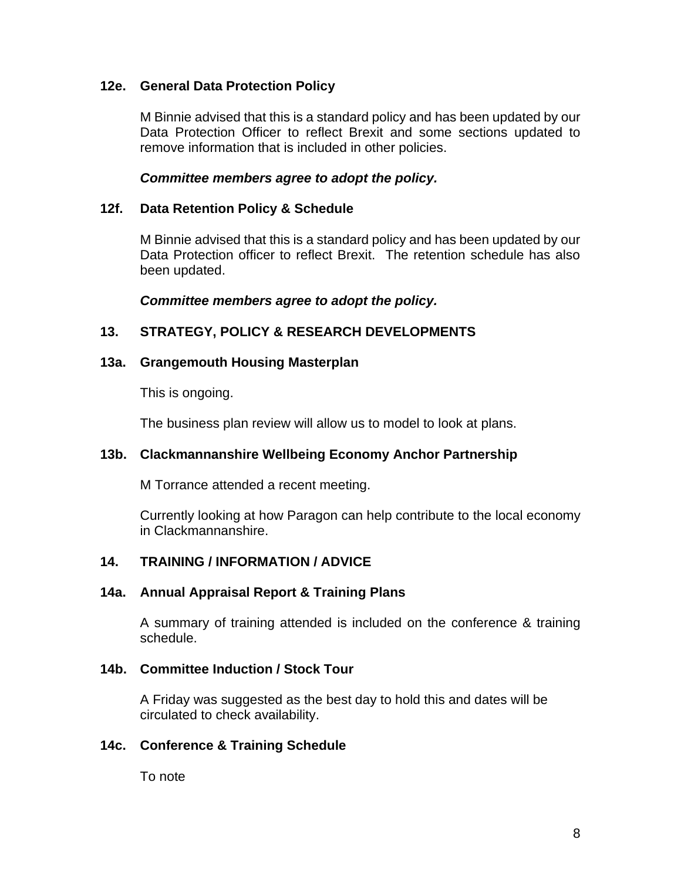**12e. General Data Protection Policy**

M Binnie advised that this is a standard policy and has been updated by our Data Protection Officer to reflect Brexit and some sections updated to remove information that is included in other policies.

***Committee members agree to adopt the policy.***

**12f. Data Retention Policy & Schedule**

M Binnie advised that this is a standard policy and has been updated by our Data Protection officer to reflect Brexit. The retention schedule has also been updated.

***Committee members agree to adopt the policy.***

**13. STRATEGY, POLICY & RESEARCH DEVELOPMENTS**

**13a. Grangemouth Housing Masterplan**

This is ongoing.

The business plan review will allow us to model to look at plans.

**13b. Clackmannanshire Wellbeing Economy Anchor Partnership**

M Torrance attended a recent meeting.

Currently looking at how Paragon can help contribute to the local economy in Clackmannanshire.

**14. TRAINING / INFORMATION / ADVICE**

**14a. Annual Appraisal Report & Training Plans**

A summary of training attended is included on the conference & training schedule.

**14b. Committee Induction / Stock Tour**

A Friday was suggested as the best day to hold this and dates will be circulated to check availability.

**14c. Conference & Training Schedule**

To note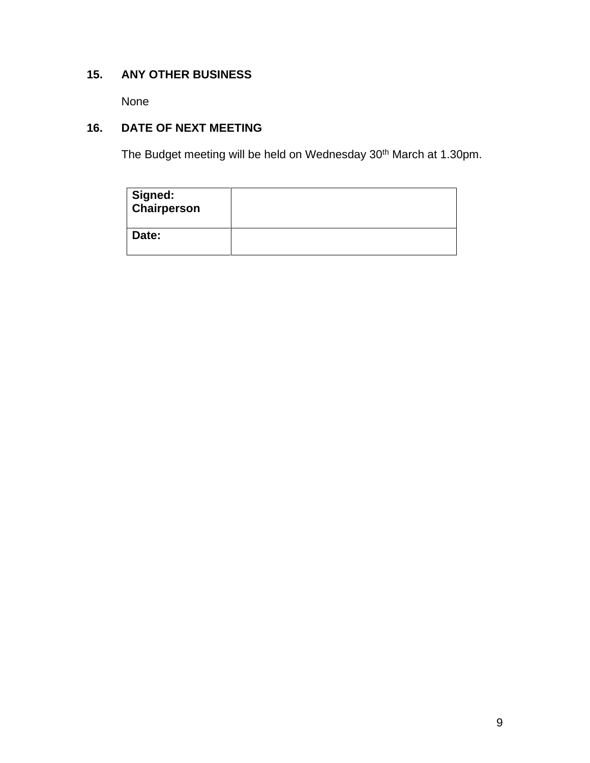## 15. ANY OTHER BUSINESS

None

## 16. DATE OF NEXT MEETING

The Budget meeting will be held on Wednesday 30th March at 1.30pm.

| | |
|---|---|
| **Signed: Chairperson** | |
| **Date:** | |